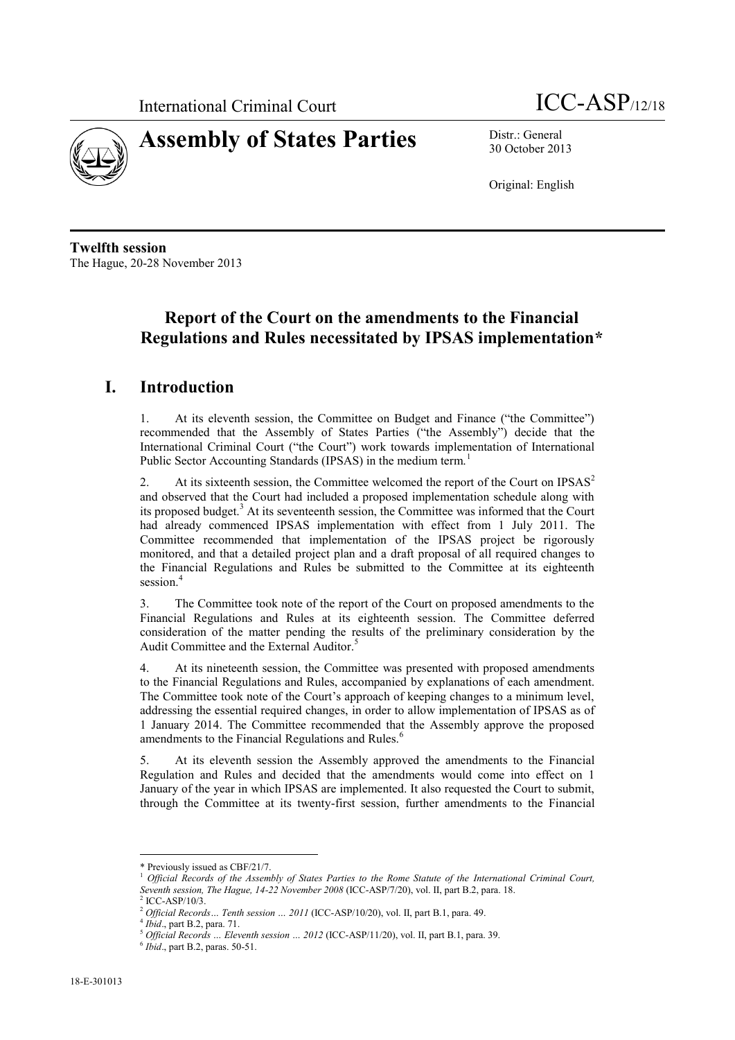International Criminal Court

# Assembly of States Parties

ICC-ASP/12/18

Distr.: General
30 October 2013

Original: English

**Twelfth session**
The Hague, 20-28 November 2013

## Report of the Court on the amendments to the Financial Regulations and Rules necessitated by IPSAS implementation*

## I. Introduction

1. At its eleventh session, the Committee on Budget and Finance ("the Committee") recommended that the Assembly of States Parties ("the Assembly") decide that the International Criminal Court ("the Court") work towards implementation of International Public Sector Accounting Standards (IPSAS) in the medium term.[1]

2. At its sixteenth session, the Committee welcomed the report of the Court on IPSAS[2] and observed that the Court had included a proposed implementation schedule along with its proposed budget.[3] At its seventeenth session, the Committee was informed that the Court had already commenced IPSAS implementation with effect from 1 July 2011. The Committee recommended that implementation of the IPSAS project be rigorously monitored, and that a detailed project plan and a draft proposal of all required changes to the Financial Regulations and Rules be submitted to the Committee at its eighteenth session.[4]

3. The Committee took note of the report of the Court on proposed amendments to the Financial Regulations and Rules at its eighteenth session. The Committee deferred consideration of the matter pending the results of the preliminary consideration by the Audit Committee and the External Auditor.[5]

4. At its nineteenth session, the Committee was presented with proposed amendments to the Financial Regulations and Rules, accompanied by explanations of each amendment. The Committee took note of the Court's approach of keeping changes to a minimum level, addressing the essential required changes, in order to allow implementation of IPSAS as of 1 January 2014. The Committee recommended that the Assembly approve the proposed amendments to the Financial Regulations and Rules.[6]

5. At its eleventh session the Assembly approved the amendments to the Financial Regulation and Rules and decided that the amendments would come into effect on 1 January of the year in which IPSAS are implemented. It also requested the Court to submit, through the Committee at its twenty-first session, further amendments to the Financial

---

\* Previously issued as CBF/21/7.

[1] *Official Records of the Assembly of States Parties to the Rome Statute of the International Criminal Court, Seventh session, The Hague, 14-22 November 2008* (ICC-ASP/7/20), vol. II, part B.2, para. 18.

[2] ICC-ASP/10/3.

[2] *Official Records… Tenth session … 2011* (ICC-ASP/10/20), vol. II, part B.1, para. 49.

[4] *Ibid*., part B.2, para. 71.

[5] *Official Records … Eleventh session … 2012* (ICC-ASP/11/20), vol. II, part B.1, para. 39.

[6] *Ibid*., part B.2, paras. 50-51.

18-E-301013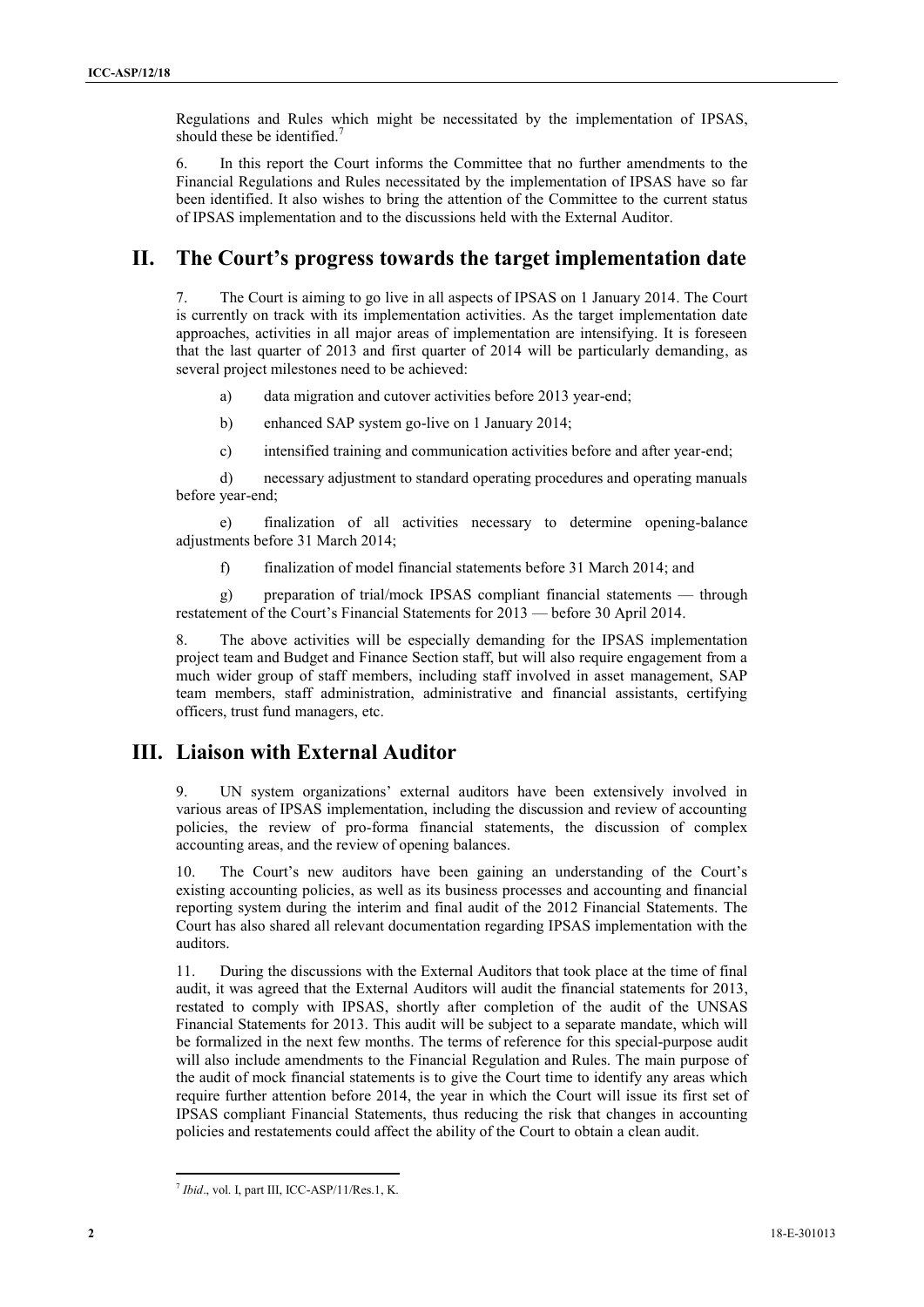Regulations and Rules which might be necessitated by the implementation of IPSAS, should these be identified.[7]

6. In this report the Court informs the Committee that no further amendments to the Financial Regulations and Rules necessitated by the implementation of IPSAS have so far been identified. It also wishes to bring the attention of the Committee to the current status of IPSAS implementation and to the discussions held with the External Auditor.

## II. The Court's progress towards the target implementation date

7. The Court is aiming to go live in all aspects of IPSAS on 1 January 2014. The Court is currently on track with its implementation activities. As the target implementation date approaches, activities in all major areas of implementation are intensifying. It is foreseen that the last quarter of 2013 and first quarter of 2014 will be particularly demanding, as several project milestones need to be achieved:

a) data migration and cutover activities before 2013 year-end;

b) enhanced SAP system go-live on 1 January 2014;

c) intensified training and communication activities before and after year-end;

d) necessary adjustment to standard operating procedures and operating manuals before year-end;

e) finalization of all activities necessary to determine opening-balance adjustments before 31 March 2014;

f) finalization of model financial statements before 31 March 2014; and

g) preparation of trial/mock IPSAS compliant financial statements — through restatement of the Court's Financial Statements for 2013 — before 30 April 2014.

8. The above activities will be especially demanding for the IPSAS implementation project team and Budget and Finance Section staff, but will also require engagement from a much wider group of staff members, including staff involved in asset management, SAP team members, staff administration, administrative and financial assistants, certifying officers, trust fund managers, etc.

## III. Liaison with External Auditor

9. UN system organizations' external auditors have been extensively involved in various areas of IPSAS implementation, including the discussion and review of accounting policies, the review of pro-forma financial statements, the discussion of complex accounting areas, and the review of opening balances.

10. The Court's new auditors have been gaining an understanding of the Court's existing accounting policies, as well as its business processes and accounting and financial reporting system during the interim and final audit of the 2012 Financial Statements. The Court has also shared all relevant documentation regarding IPSAS implementation with the auditors.

11. During the discussions with the External Auditors that took place at the time of final audit, it was agreed that the External Auditors will audit the financial statements for 2013, restated to comply with IPSAS, shortly after completion of the audit of the UNSAS Financial Statements for 2013. This audit will be subject to a separate mandate, which will be formalized in the next few months. The terms of reference for this special-purpose audit will also include amendments to the Financial Regulation and Rules. The main purpose of the audit of mock financial statements is to give the Court time to identify any areas which require further attention before 2014, the year in which the Court will issue its first set of IPSAS compliant Financial Statements, thus reducing the risk that changes in accounting policies and restatements could affect the ability of the Court to obtain a clean audit.

---

[7] *Ibid*., vol. I, part III, ICC-ASP/11/Res.1, K.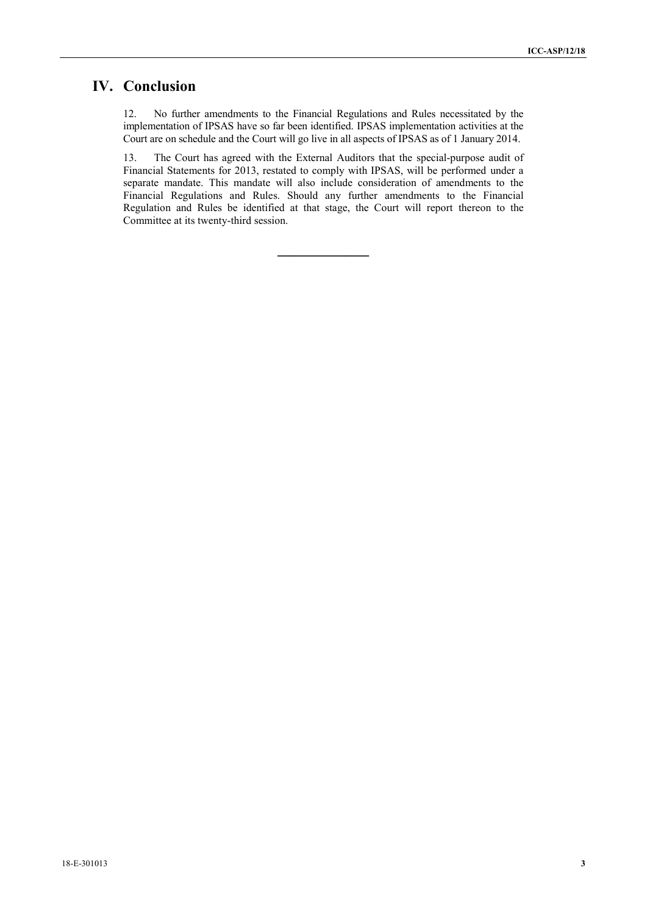# IV. Conclusion

12. No further amendments to the Financial Regulations and Rules necessitated by the implementation of IPSAS have so far been identified. IPSAS implementation activities at the Court are on schedule and the Court will go live in all aspects of IPSAS as of 1 January 2014.

13. The Court has agreed with the External Auditors that the special-purpose audit of Financial Statements for 2013, restated to comply with IPSAS, will be performed under a separate mandate. This mandate will also include consideration of amendments to the Financial Regulations and Rules. Should any further amendments to the Financial Regulation and Rules be identified at that stage, the Court will report thereon to the Committee at its twenty-third session.

\_\_\_\_\_\_\_\_\_\_\_\_\_\_\_\_